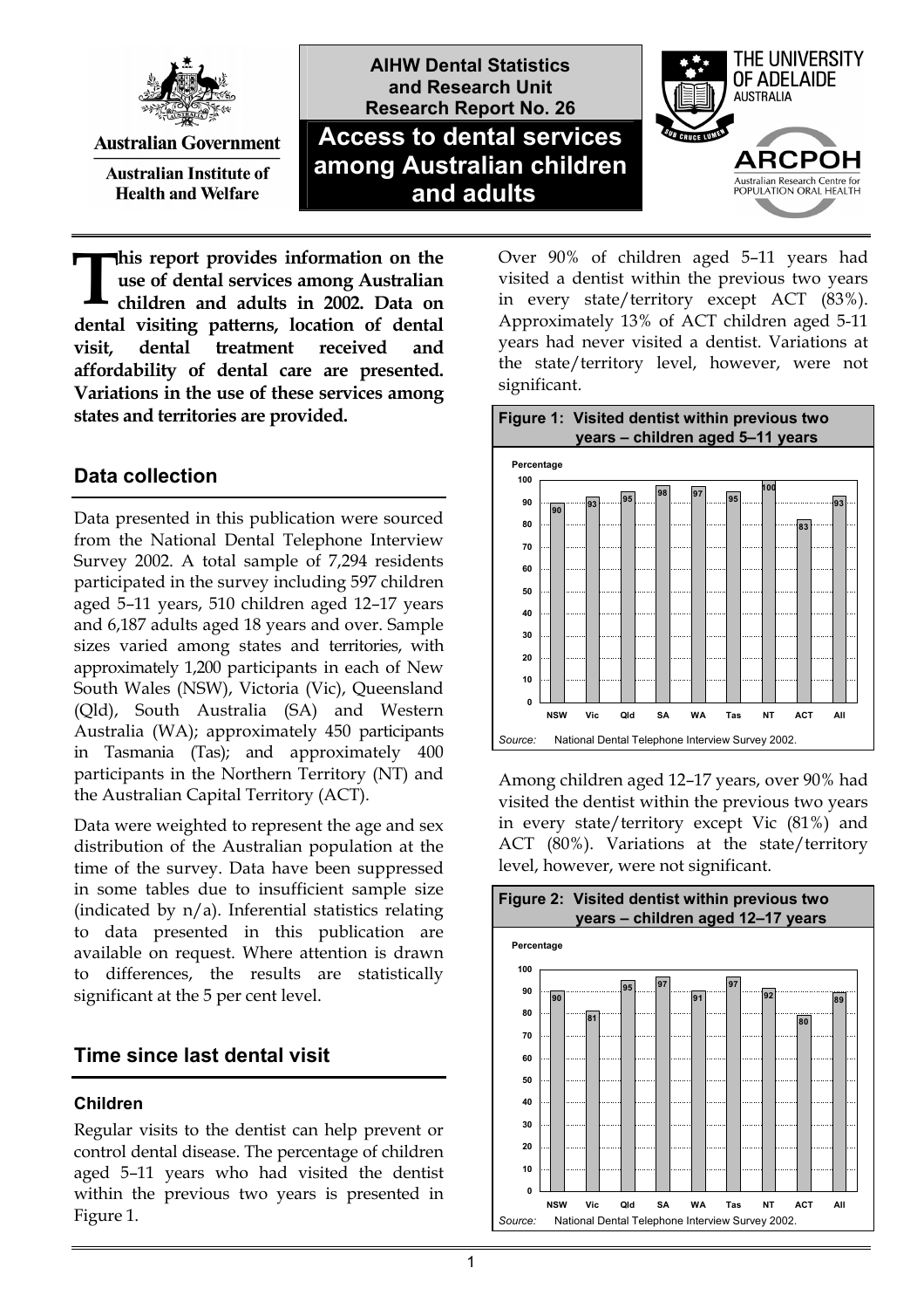AIHW Dental Statistics and Research Unit
Research Report No. 26

# Access to dental services among Australian children and adults

Australian Government
Australian Institute of Health and Welfare

THE UNIVERSITY OF ADELAIDE AUSTRALIA

ARCPOH
Australian Research Centre for POPULATION ORAL HEALTH

**This report provides information on the use of dental services among Australian children and adults in 2002. Data on dental visiting patterns, location of dental visit, dental treatment received and affordability of dental care are presented. Variations in the use of these services among states and territories are provided.**

## Data collection

Data presented in this publication were sourced from the National Dental Telephone Interview Survey 2002. A total sample of 7,294 residents participated in the survey including 597 children aged 5–11 years, 510 children aged 12–17 years and 6,187 adults aged 18 years and over. Sample sizes varied among states and territories, with approximately 1,200 participants in each of New South Wales (NSW), Victoria (Vic), Queensland (Qld), South Australia (SA) and Western Australia (WA); approximately 450 participants in Tasmania (Tas); and approximately 400 participants in the Northern Territory (NT) and the Australian Capital Territory (ACT).

Data were weighted to represent the age and sex distribution of the Australian population at the time of the survey. Data have been suppressed in some tables due to insufficient sample size (indicated by n/a). Inferential statistics relating to data presented in this publication are available on request. Where attention is drawn to differences, the results are statistically significant at the 5 per cent level.

## Time since last dental visit

### Children

Regular visits to the dentist can help prevent or control dental disease. The percentage of children aged 5–11 years who had visited the dentist within the previous two years is presented in Figure 1.

Over 90% of children aged 5–11 years had visited a dentist within the previous two years in every state/territory except ACT (83%). Approximately 13% of ACT children aged 5-11 years had never visited a dentist. Variations at the state/territory level, however, were not significant.

**Figure 1: Visited dentist within previous two years – children aged 5–11 years**

| | NSW | Vic | Qld | SA | WA | Tas | NT | ACT | All |
|---|---|---|---|---|---|---|---|---|---|
| Percentage | 90 | 93 | 95 | 98 | 97 | 95 | 100 | 83 | 93 |

*Source:* National Dental Telephone Interview Survey 2002.

Among children aged 12–17 years, over 90% had visited the dentist within the previous two years in every state/territory except Vic (81%) and ACT (80%). Variations at the state/territory level, however, were not significant.

**Figure 2: Visited dentist within previous two years – children aged 12–17 years**

| | NSW | Vic | Qld | SA | WA | Tas | NT | ACT | All |
|---|---|---|---|---|---|---|---|---|---|
| Percentage | 90 | 81 | 95 | 97 | 91 | 97 | 92 | 80 | 89 |

*Source:* National Dental Telephone Interview Survey 2002.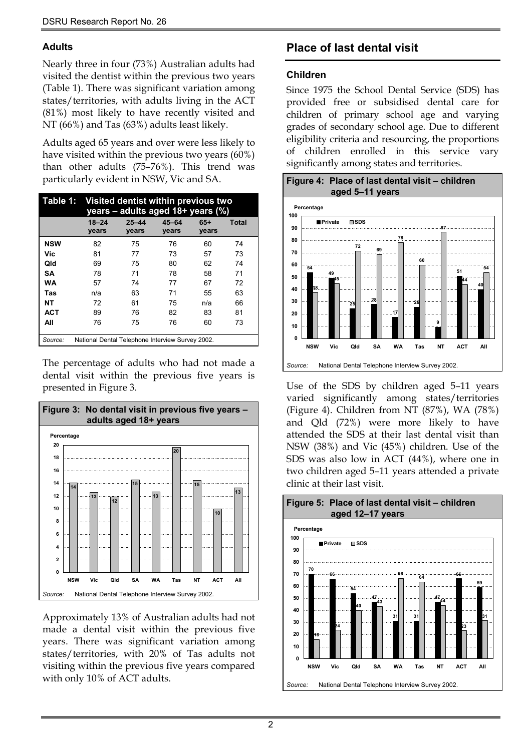### Adults

Nearly three in four (73%) Australian adults had visited the dentist within the previous two years (Table 1). There was significant variation among states/territories, with adults living in the ACT (81%) most likely to have recently visited and NT (66%) and Tas (63%) adults least likely.

Adults aged 65 years and over were less likely to have visited within the previous two years (60%) than other adults (75–76%). This trend was particularly evident in NSW, Vic and SA.

**Table 1: Visited dentist within previous two years – adults aged 18+ years (%)**

| | 18–24 years | 25–44 years | 45–64 years | 65+ years | Total |
|---|---|---|---|---|---|
| **NSW** | 82 | 75 | 76 | 60 | 74 |
| **Vic** | 81 | 77 | 73 | 57 | 73 |
| **Qld** | 69 | 75 | 80 | 62 | 74 |
| **SA** | 78 | 71 | 78 | 58 | 71 |
| **WA** | 57 | 74 | 77 | 67 | 72 |
| **Tas** | n/a | 63 | 71 | 55 | 63 |
| **NT** | 72 | 61 | 75 | n/a | 66 |
| **ACT** | 89 | 76 | 82 | 83 | 81 |
| **All** | 76 | 75 | 76 | 60 | 73 |

*Source:* National Dental Telephone Interview Survey 2002.

The percentage of adults who had not made a dental visit within the previous five years is presented in Figure 3.

**Figure 3: No dental visit in previous five years – adults aged 18+ years**

| | NSW | Vic | Qld | SA | WA | Tas | NT | ACT | All |
|---|---|---|---|---|---|---|---|---|---|
| Percentage | 14 | 13 | 12 | 15 | 13 | 20 | 15 | 10 | 13 |

*Source:* National Dental Telephone Interview Survey 2002.

Approximately 13% of Australian adults had not made a dental visit within the previous five years. There was significant variation among states/territories, with 20% of Tas adults not visiting within the previous five years compared with only 10% of ACT adults.

## Place of last dental visit

### Children

Since 1975 the School Dental Service (SDS) has provided free or subsidised dental care for children of primary school age and varying grades of secondary school age. Due to different eligibility criteria and resourcing, the proportions of children enrolled in this service vary significantly among states and territories.

**Figure 4: Place of last dental visit – children aged 5–11 years**

| Percentage | NSW | Vic | Qld | SA | WA | Tas | NT | ACT | All |
|---|---|---|---|---|---|---|---|---|---|
| Private | 54 | 49 | 25 | 28 | 17 | 26 | 9 | 51 | 40 |
| SDS | 38 | 45 | 72 | 69 | 78 | 60 | 87 | 44 | 54 |

*Source:* National Dental Telephone Interview Survey 2002.

Use of the SDS by children aged 5–11 years varied significantly among states/territories (Figure 4). Children from NT (87%), WA (78%) and Qld (72%) were more likely to have attended the SDS at their last dental visit than NSW (38%) and Vic (45%) children. Use of the SDS was also low in ACT (44%), where one in two children aged 5–11 years attended a private clinic at their last visit.

**Figure 5: Place of last dental visit – children aged 12–17 years**

| Percentage | NSW | Vic | Qld | SA | WA | Tas | NT | ACT | All |
|---|---|---|---|---|---|---|---|---|---|
| Private | 70 | 66 | 54 | 47 | 31 | 31 | 47 | 66 | 59 |
| SDS | 16 | 24 | 40 | 43 | 66 | 64 | 44 | 23 | 31 |

*Source:* National Dental Telephone Interview Survey 2002.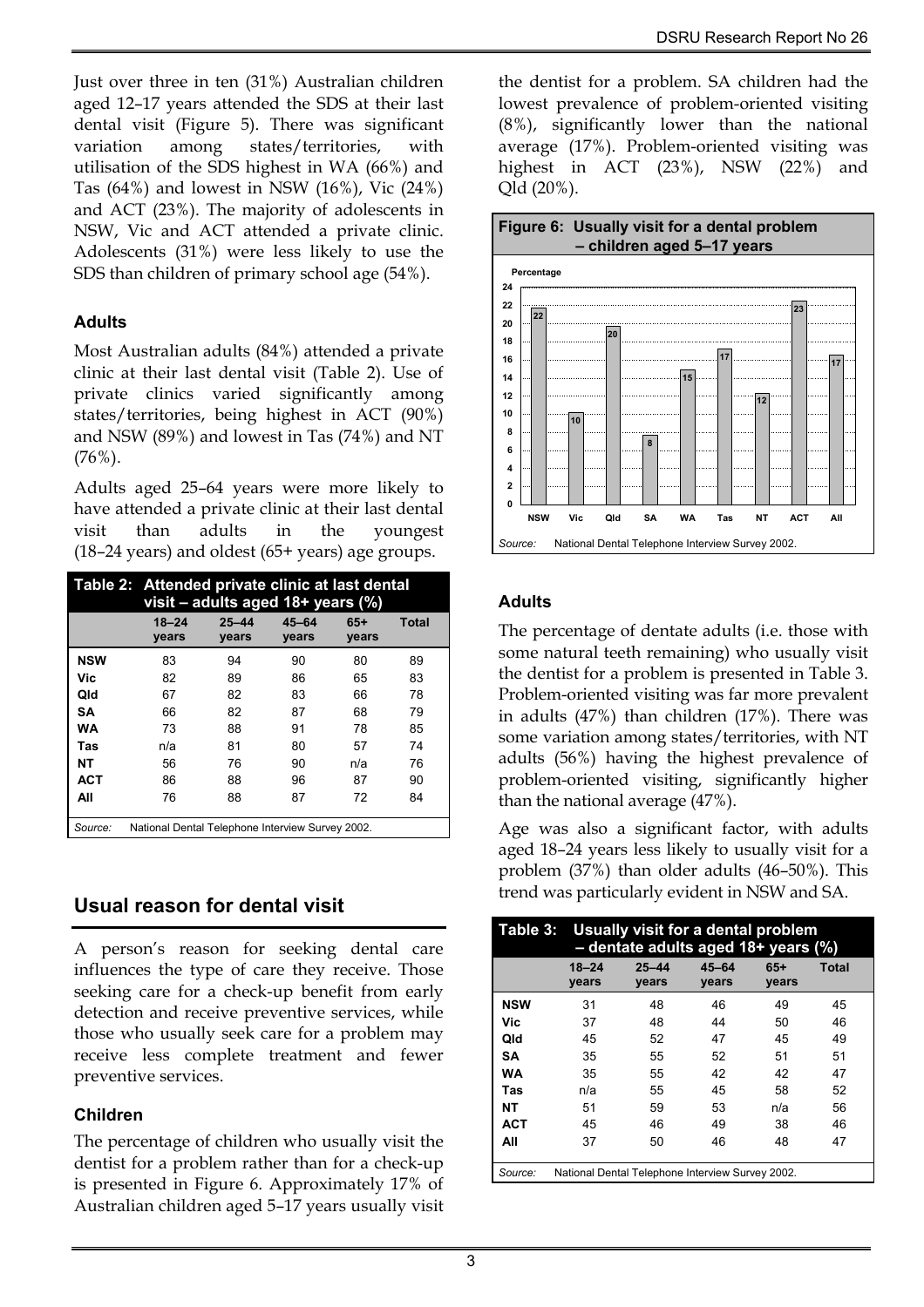Just over three in ten (31%) Australian children aged 12–17 years attended the SDS at their last dental visit (Figure 5). There was significant variation among states/territories, with utilisation of the SDS highest in WA (66%) and Tas (64%) and lowest in NSW (16%), Vic (24%) and ACT (23%). The majority of adolescents in NSW, Vic and ACT attended a private clinic. Adolescents (31%) were less likely to use the SDS than children of primary school age (54%).

### Adults

Most Australian adults (84%) attended a private clinic at their last dental visit (Table 2). Use of private clinics varied significantly among states/territories, being highest in ACT (90%) and NSW (89%) and lowest in Tas (74%) and NT (76%).

Adults aged 25–64 years were more likely to have attended a private clinic at their last dental visit than adults in the youngest (18–24 years) and oldest (65+ years) age groups.

**Table 2: Attended private clinic at last dental visit – adults aged 18+ years (%)**

| | 18–24 years | 25–44 years | 45–64 years | 65+ years | Total |
|---|---|---|---|---|---|
| **NSW** | 83 | 94 | 90 | 80 | 89 |
| **Vic** | 82 | 89 | 86 | 65 | 83 |
| **Qld** | 67 | 82 | 83 | 66 | 78 |
| **SA** | 66 | 82 | 87 | 68 | 79 |
| **WA** | 73 | 88 | 91 | 78 | 85 |
| **Tas** | n/a | 81 | 80 | 57 | 74 |
| **NT** | 56 | 76 | 90 | n/a | 76 |
| **ACT** | 86 | 88 | 96 | 87 | 90 |
| **All** | 76 | 88 | 87 | 72 | 84 |

*Source:* National Dental Telephone Interview Survey 2002.

## Usual reason for dental visit

A person's reason for seeking dental care influences the type of care they receive. Those seeking care for a check-up benefit from early detection and receive preventive services, while those who usually seek care for a problem may receive less complete treatment and fewer preventive services.

### Children

The percentage of children who usually visit the dentist for a problem rather than for a check-up is presented in Figure 6. Approximately 17% of Australian children aged 5–17 years usually visit the dentist for a problem. SA children had the lowest prevalence of problem-oriented visiting (8%), significantly lower than the national average (17%). Problem-oriented visiting was highest in ACT (23%), NSW (22%) and Qld (20%).

**Figure 6: Usually visit for a dental problem – children aged 5–17 years**

| | NSW | Vic | Qld | SA | WA | Tas | NT | ACT | All |
|---|---|---|---|---|---|---|---|---|---|
| Percentage | 22 | 10 | 20 | 8 | 15 | 17 | 12 | 23 | 17 |

*Source:* National Dental Telephone Interview Survey 2002.

### Adults

The percentage of dentate adults (i.e. those with some natural teeth remaining) who usually visit the dentist for a problem is presented in Table 3. Problem-oriented visiting was far more prevalent in adults (47%) than children (17%). There was some variation among states/territories, with NT adults (56%) having the highest prevalence of problem-oriented visiting, significantly higher than the national average (47%).

Age was also a significant factor, with adults aged 18–24 years less likely to usually visit for a problem (37%) than older adults (46–50%). This trend was particularly evident in NSW and SA.

**Table 3: Usually visit for a dental problem – dentate adults aged 18+ years (%)**

| | 18–24 years | 25–44 years | 45–64 years | 65+ years | Total |
|---|---|---|---|---|---|
| **NSW** | 31 | 48 | 46 | 49 | 45 |
| **Vic** | 37 | 48 | 44 | 50 | 46 |
| **Qld** | 45 | 52 | 47 | 45 | 49 |
| **SA** | 35 | 55 | 52 | 51 | 51 |
| **WA** | 35 | 55 | 42 | 42 | 47 |
| **Tas** | n/a | 55 | 45 | 58 | 52 |
| **NT** | 51 | 59 | 53 | n/a | 56 |
| **ACT** | 45 | 46 | 49 | 38 | 46 |
| **All** | 37 | 50 | 46 | 48 | 47 |

*Source:* National Dental Telephone Interview Survey 2002.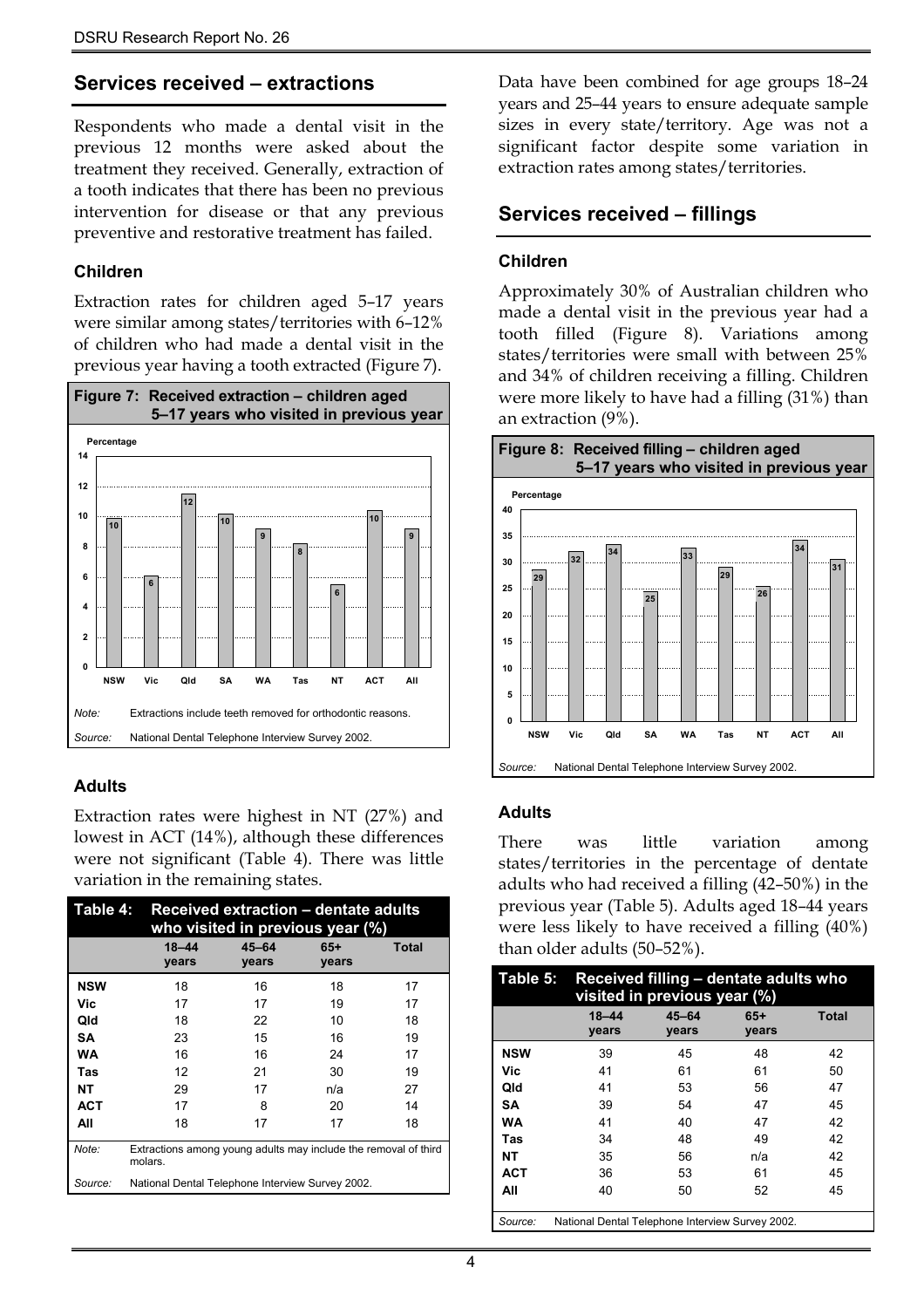## Services received – extractions

Respondents who made a dental visit in the previous 12 months were asked about the treatment they received. Generally, extraction of a tooth indicates that there has been no previous intervention for disease or that any previous preventive and restorative treatment has failed.

### Children

Extraction rates for children aged 5–17 years were similar among states/territories with 6–12% of children who had made a dental visit in the previous year having a tooth extracted (Figure 7).

**Figure 7: Received extraction – children aged 5–17 years who visited in previous year**

| | NSW | Vic | Qld | SA | WA | Tas | NT | ACT | All |
|---|---|---|---|---|---|---|---|---|---|
| Percentage | 10 | 6 | 12 | 10 | 9 | 8 | 6 | 10 | 9 |

*Note:* Extractions include teeth removed for orthodontic reasons.

*Source:* National Dental Telephone Interview Survey 2002.

### Adults

Extraction rates were highest in NT (27%) and lowest in ACT (14%), although these differences were not significant (Table 4). There was little variation in the remaining states.

**Table 4: Received extraction – dentate adults who visited in previous year (%)**

| | 18–44 years | 45–64 years | 65+ years | Total |
|---|---|---|---|---|
| **NSW** | 18 | 16 | 18 | 17 |
| **Vic** | 17 | 17 | 19 | 17 |
| **Qld** | 18 | 22 | 10 | 18 |
| **SA** | 23 | 15 | 16 | 19 |
| **WA** | 16 | 16 | 24 | 17 |
| **Tas** | 12 | 21 | 30 | 19 |
| **NT** | 29 | 17 | n/a | 27 |
| **ACT** | 17 | 8 | 20 | 14 |
| **All** | 18 | 17 | 17 | 18 |

*Note:* Extractions among young adults may include the removal of third molars.

*Source:* National Dental Telephone Interview Survey 2002.

Data have been combined for age groups 18–24 years and 25–44 years to ensure adequate sample sizes in every state/territory. Age was not a significant factor despite some variation in extraction rates among states/territories.

## Services received – fillings

### Children

Approximately 30% of Australian children who made a dental visit in the previous year had a tooth filled (Figure 8). Variations among states/territories were small with between 25% and 34% of children receiving a filling. Children were more likely to have had a filling (31%) than an extraction (9%).

**Figure 8: Received filling – children aged 5–17 years who visited in previous year**

| | NSW | Vic | Qld | SA | WA | Tas | NT | ACT | All |
|---|---|---|---|---|---|---|---|---|---|
| Percentage | 29 | 32 | 34 | 25 | 33 | 29 | 26 | 34 | 31 |

*Source:* National Dental Telephone Interview Survey 2002.

### Adults

There was little variation among states/territories in the percentage of dentate adults who had received a filling (42–50%) in the previous year (Table 5). Adults aged 18–44 years were less likely to have received a filling (40%) than older adults (50–52%).

**Table 5: Received filling – dentate adults who visited in previous year (%)**

| | 18–44 years | 45–64 years | 65+ years | Total |
|---|---|---|---|---|
| **NSW** | 39 | 45 | 48 | 42 |
| **Vic** | 41 | 61 | 61 | 50 |
| **Qld** | 41 | 53 | 56 | 47 |
| **SA** | 39 | 54 | 47 | 45 |
| **WA** | 41 | 40 | 47 | 42 |
| **Tas** | 34 | 48 | 49 | 42 |
| **NT** | 35 | 56 | n/a | 42 |
| **ACT** | 36 | 53 | 61 | 45 |
| **All** | 40 | 50 | 52 | 45 |

*Source:* National Dental Telephone Interview Survey 2002.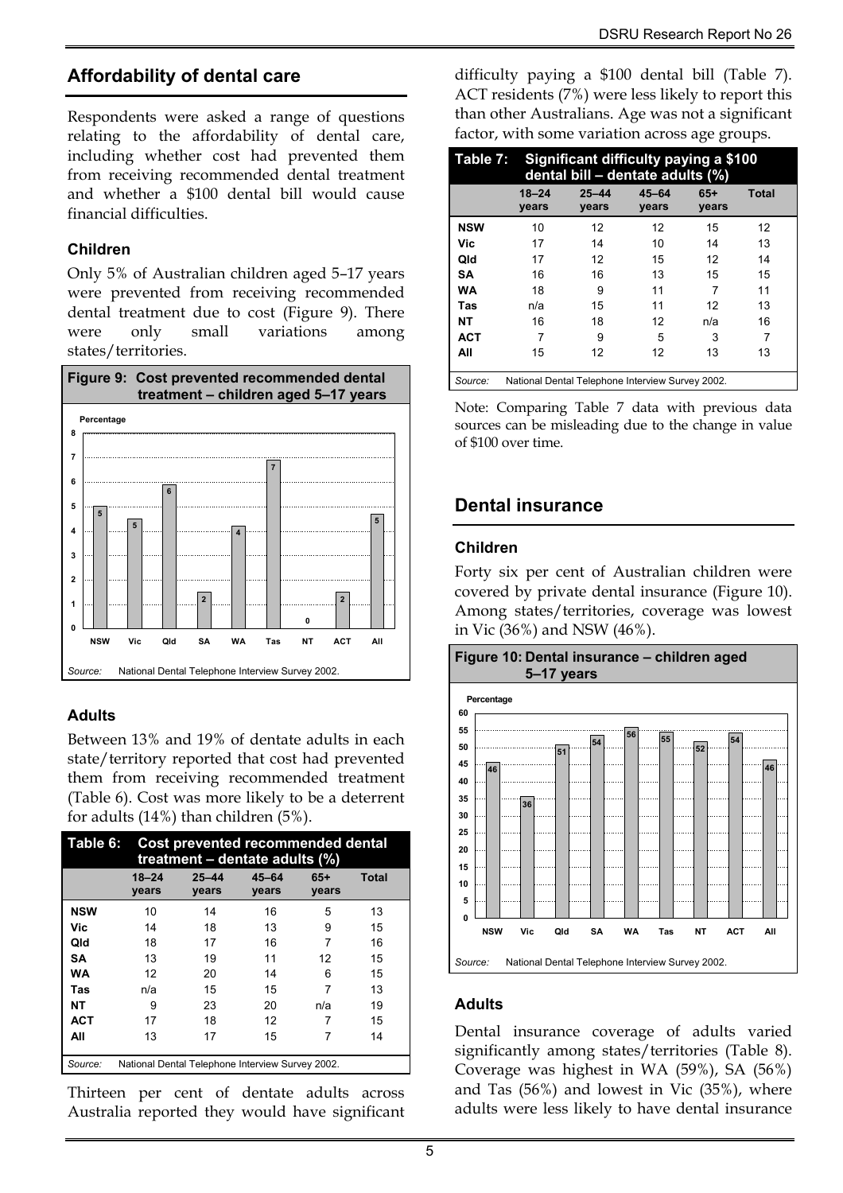## Affordability of dental care

Respondents were asked a range of questions relating to the affordability of dental care, including whether cost had prevented them from receiving recommended dental treatment and whether a $100 dental bill would cause financial difficulties.

### Children

Only 5% of Australian children aged 5–17 years were prevented from receiving recommended dental treatment due to cost (Figure 9). There were only small variations among states/territories.

**Figure 9: Cost prevented recommended dental treatment – children aged 5–17 years**

| | NSW | Vic | Qld | SA | WA | Tas | NT | ACT | All |
|---|---|---|---|---|---|---|---|---|---|
| Percentage | 5 | 5 | 6 | 2 | 4 | 7 | 0 | 2 | 5 |

*Source:* National Dental Telephone Interview Survey 2002.

### Adults

Between 13% and 19% of dentate adults in each state/territory reported that cost had prevented them from receiving recommended treatment (Table 6). Cost was more likely to be a deterrent for adults (14%) than children (5%).

**Table 6: Cost prevented recommended dental treatment – dentate adults (%)**

| | 18–24 years | 25–44 years | 45–64 years | 65+ years | Total |
|---|---|---|---|---|---|
| NSW | 10 | 14 | 16 | 5 | 13 |
| Vic | 14 | 18 | 13 | 9 | 15 |
| Qld | 18 | 17 | 16 | 7 | 16 |
| SA | 13 | 19 | 11 | 12 | 15 |
| WA | 12 | 20 | 14 | 6 | 15 |
| Tas | n/a | 15 | 15 | 7 | 13 |
| NT | 9 | 23 | 20 | n/a | 19 |
| ACT | 17 | 18 | 12 | 7 | 15 |
| All | 13 | 17 | 15 | 7 | 14 |

*Source:* National Dental Telephone Interview Survey 2002.

Thirteen per cent of dentate adults across Australia reported they would have significant difficulty paying a $100 dental bill (Table 7). ACT residents (7%) were less likely to report this than other Australians. Age was not a significant factor, with some variation across age groups.

**Table 7: Significant difficulty paying a $100 dental bill – dentate adults (%)**

| | 18–24 years | 25–44 years | 45–64 years | 65+ years | Total |
|---|---|---|---|---|---|
| NSW | 10 | 12 | 12 | 15 | 12 |
| Vic | 17 | 14 | 10 | 14 | 13 |
| Qld | 17 | 12 | 15 | 12 | 14 |
| SA | 16 | 16 | 13 | 15 | 15 |
| WA | 18 | 9 | 11 | 7 | 11 |
| Tas | n/a | 15 | 11 | 12 | 13 |
| NT | 16 | 18 | 12 | n/a | 16 |
| ACT | 7 | 9 | 5 | 3 | 7 |
| All | 15 | 12 | 12 | 13 | 13 |

*Source:* National Dental Telephone Interview Survey 2002.

Note: Comparing Table 7 data with previous data sources can be misleading due to the change in value of $100 over time.

## Dental insurance

### Children

Forty six per cent of Australian children were covered by private dental insurance (Figure 10). Among states/territories, coverage was lowest in Vic (36%) and NSW (46%).

**Figure 10: Dental insurance – children aged 5–17 years**

| | NSW | Vic | Qld | SA | WA | Tas | NT | ACT | All |
|---|---|---|---|---|---|---|---|---|---|
| Percentage | 46 | 36 | 51 | 54 | 56 | 55 | 52 | 54 | 46 |

*Source:* National Dental Telephone Interview Survey 2002.

### Adults

Dental insurance coverage of adults varied significantly among states/territories (Table 8). Coverage was highest in WA (59%), SA (56%) and Tas (56%) and lowest in Vic (35%), where adults were less likely to have dental insurance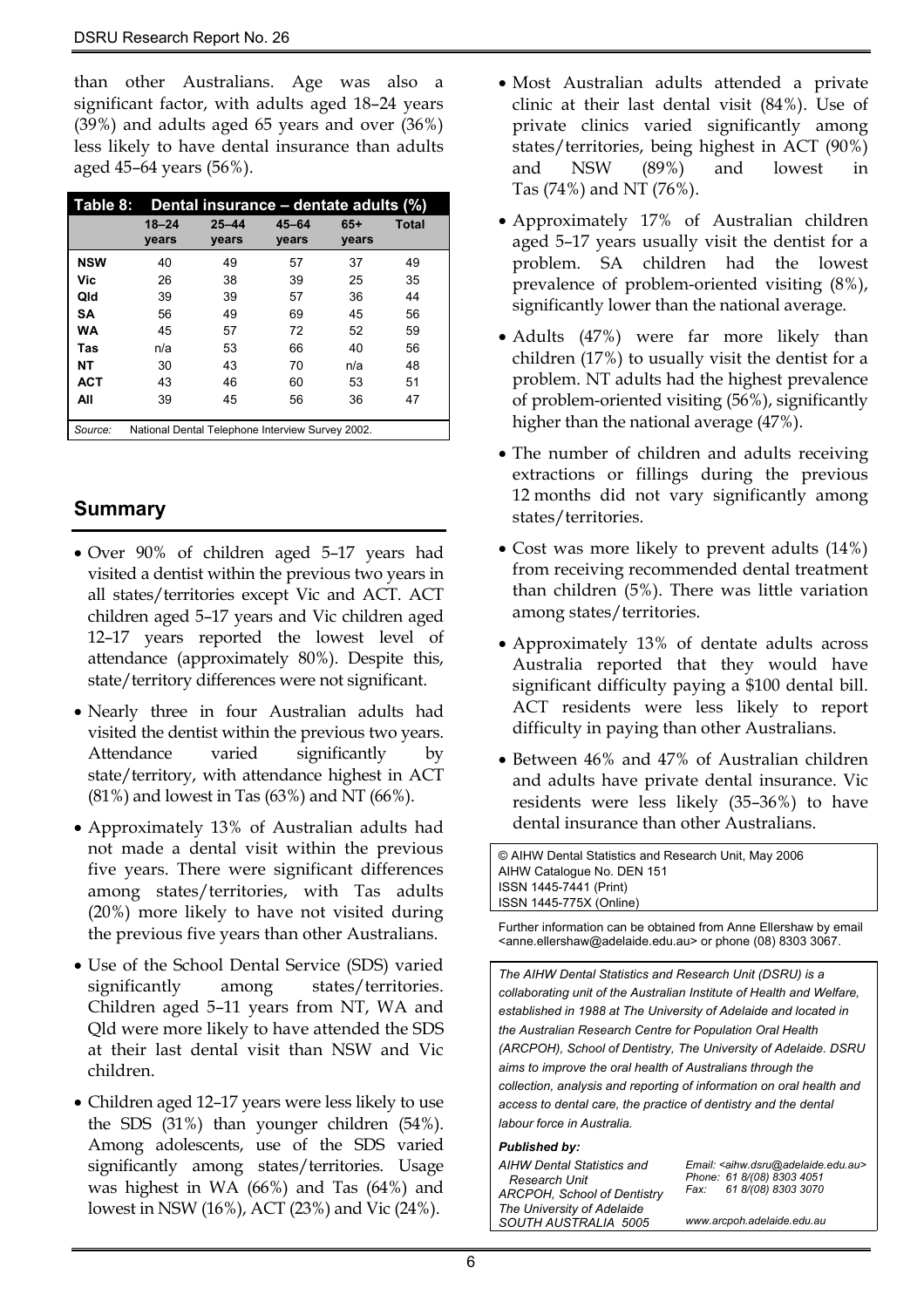than other Australians. Age was also a significant factor, with adults aged 18–24 years (39%) and adults aged 65 years and over (36%) less likely to have dental insurance than adults aged 45–64 years (56%).

**Table 8: Dental insurance – dentate adults (%)**

| | 18–24 years | 25–44 years | 45–64 years | 65+ years | Total |
|---|---|---|---|---|---|
| **NSW** | 40 | 49 | 57 | 37 | 49 |
| **Vic** | 26 | 38 | 39 | 25 | 35 |
| **Qld** | 39 | 39 | 57 | 36 | 44 |
| **SA** | 56 | 49 | 69 | 45 | 56 |
| **WA** | 45 | 57 | 72 | 52 | 59 |
| **Tas** | n/a | 53 | 66 | 40 | 56 |
| **NT** | 30 | 43 | 70 | n/a | 48 |
| **ACT** | 43 | 46 | 60 | 53 | 51 |
| **All** | 39 | 45 | 56 | 36 | 47 |

*Source:* National Dental Telephone Interview Survey 2002.

## Summary

- Over 90% of children aged 5–17 years had visited a dentist within the previous two years in all states/territories except Vic and ACT. ACT children aged 5–17 years and Vic children aged 12–17 years reported the lowest level of attendance (approximately 80%). Despite this, state/territory differences were not significant.
- Nearly three in four Australian adults had visited the dentist within the previous two years. Attendance varied significantly by state/territory, with attendance highest in ACT (81%) and lowest in Tas (63%) and NT (66%).
- Approximately 13% of Australian adults had not made a dental visit within the previous five years. There were significant differences among states/territories, with Tas adults (20%) more likely to have not visited during the previous five years than other Australians.
- Use of the School Dental Service (SDS) varied significantly among states/territories. Children aged 5–11 years from NT, WA and Qld were more likely to have attended the SDS at their last dental visit than NSW and Vic children.
- Children aged 12–17 years were less likely to use the SDS (31%) than younger children (54%). Among adolescents, use of the SDS varied significantly among states/territories. Usage was highest in WA (66%) and Tas (64%) and lowest in NSW (16%), ACT (23%) and Vic (24%).
- Most Australian adults attended a private clinic at their last dental visit (84%). Use of private clinics varied significantly among states/territories, being highest in ACT (90%) and NSW (89%) and lowest in Tas (74%) and NT (76%).
- Approximately 17% of Australian children aged 5–17 years usually visit the dentist for a problem. SA children had the lowest prevalence of problem-oriented visiting (8%), significantly lower than the national average.
- Adults (47%) were far more likely than children (17%) to usually visit the dentist for a problem. NT adults had the highest prevalence of problem-oriented visiting (56%), significantly higher than the national average (47%).
- The number of children and adults receiving extractions or fillings during the previous 12 months did not vary significantly among states/territories.
- Cost was more likely to prevent adults (14%) from receiving recommended dental treatment than children (5%). There was little variation among states/territories.
- Approximately 13% of dentate adults across Australia reported that they would have significant difficulty paying a $100 dental bill. ACT residents were less likely to report difficulty in paying than other Australians.
- Between 46% and 47% of Australian children and adults have private dental insurance. Vic residents were less likely (35–36%) to have dental insurance than other Australians.

© AIHW Dental Statistics and Research Unit, May 2006
AIHW Catalogue No. DEN 151
ISSN 1445-7441 (Print)
ISSN 1445-775X (Online)

Further information can be obtained from Anne Ellershaw by email <anne.ellershaw@adelaide.edu.au> or phone (08) 8303 3067.

*The AIHW Dental Statistics and Research Unit (DSRU) is a collaborating unit of the Australian Institute of Health and Welfare, established in 1988 at The University of Adelaide and located in the Australian Research Centre for Population Oral Health (ARCPOH), School of Dentistry, The University of Adelaide. DSRU aims to improve the oral health of Australians through the collection, analysis and reporting of information on oral health and access to dental care, the practice of dentistry and the dental labour force in Australia.*

***Published by:***

*AIHW Dental Statistics and Research Unit*
*ARCPOH, School of Dentistry*
*The University of Adelaide*
*SOUTH AUSTRALIA 5005*

*Email: <aihw.dsru@adelaide.edu.au>*
*Phone: 61 8/(08) 8303 4051*
*Fax: 61 8/(08) 8303 3070*

*www.arcpoh.adelaide.edu.au*